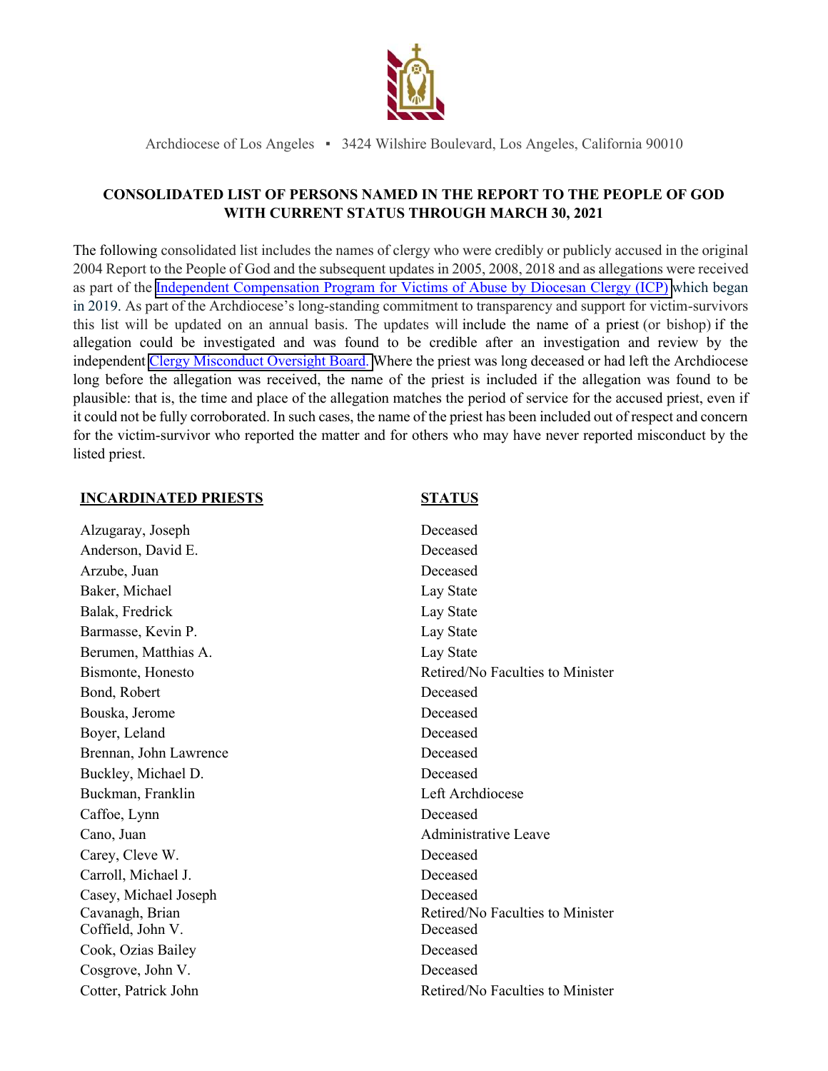Archdiocese of Los Angeles ▪ 3424 Wilshire Boulevard, Los Angeles, California 90010

## CONSOLIDATED LIST OF PERSONS NAMED IN THE REPORT TO THE PEOPLE OF GOD WITH CURRENT STATUS THROUGH MARCH 30, 2021

The following consolidated list includes the names of clergy who were credibly or publicly accused in the original 2004 Report to the People of God and the subsequent updates in 2005, 2008, 2018 and as allegations were received as part of the Independent Compensation Program for Victims of Abuse by Diocesan Clergy (ICP) which began in 2019. As part of the Archdiocese's long-standing commitment to transparency and support for victim-survivors this list will be updated on an annual basis. The updates will include the name of a priest (or bishop) if the allegation could be investigated and was found to be credible after an investigation and review by the independent Clergy Misconduct Oversight Board. Where the priest was long deceased or had left the Archdiocese long before the allegation was received, the name of the priest is included if the allegation was found to be plausible: that is, the time and place of the allegation matches the period of service for the accused priest, even if it could not be fully corroborated. In such cases, the name of the priest has been included out of respect and concern for the victim-survivor who reported the matter and for others who may have never reported misconduct by the listed priest.

| INCARDINATED PRIESTS | STATUS |
|---|---|
| Alzugaray, Joseph | Deceased |
| Anderson, David E. | Deceased |
| Arzube, Juan | Deceased |
| Baker, Michael | Lay State |
| Balak, Fredrick | Lay State |
| Barmasse, Kevin P. | Lay State |
| Berumen, Matthias A. | Lay State |
| Bismonte, Honesto | Retired/No Faculties to Minister |
| Bond, Robert | Deceased |
| Bouska, Jerome | Deceased |
| Boyer, Leland | Deceased |
| Brennan, John Lawrence | Deceased |
| Buckley, Michael D. | Deceased |
| Buckman, Franklin | Left Archdiocese |
| Caffoe, Lynn | Deceased |
| Cano, Juan | Administrative Leave |
| Carey, Cleve W. | Deceased |
| Carroll, Michael J. | Deceased |
| Casey, Michael Joseph | Deceased |
| Cavanagh, Brian | Retired/No Faculties to Minister |
| Coffield, John V. | Deceased |
| Cook, Ozias Bailey | Deceased |
| Cosgrove, John V. | Deceased |
| Cotter, Patrick John | Retired/No Faculties to Minister |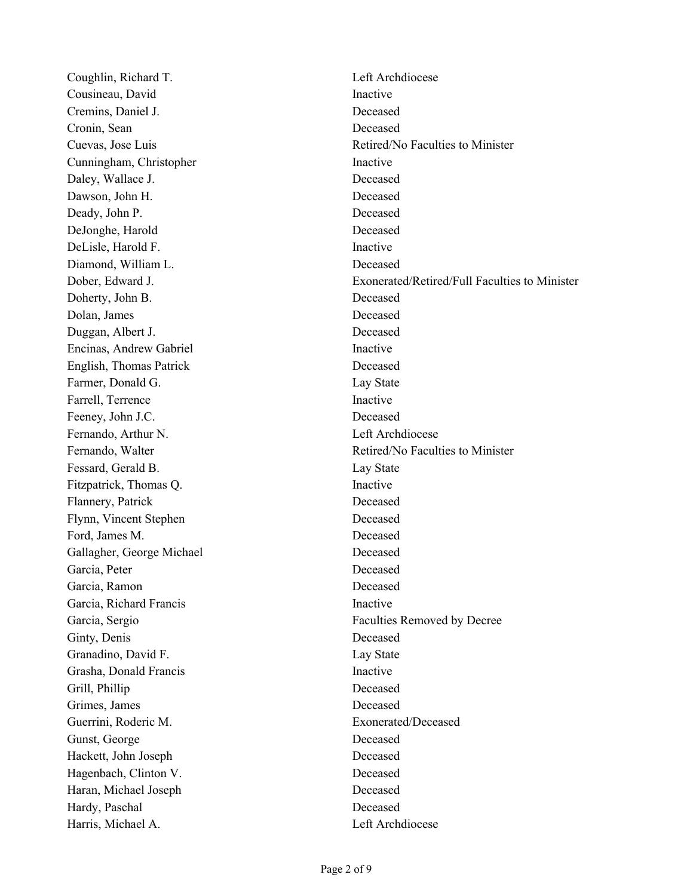| | |
|---|---|
| Coughlin, Richard T. | Left Archdiocese |
| Cousineau, David | Inactive |
| Cremins, Daniel J. | Deceased |
| Cronin, Sean | Deceased |
| Cuevas, Jose Luis | Retired/No Faculties to Minister |
| Cunningham, Christopher | Inactive |
| Daley, Wallace J. | Deceased |
| Dawson, John H. | Deceased |
| Deady, John P. | Deceased |
| DeJonghe, Harold | Deceased |
| DeLisle, Harold F. | Inactive |
| Diamond, William L. | Deceased |
| Dober, Edward J. | Exonerated/Retired/Full Faculties to Minister |
| Doherty, John B. | Deceased |
| Dolan, James | Deceased |
| Duggan, Albert J. | Deceased |
| Encinas, Andrew Gabriel | Inactive |
| English, Thomas Patrick | Deceased |
| Farmer, Donald G. | Lay State |
| Farrell, Terrence | Inactive |
| Feeney, John J.C. | Deceased |
| Fernando, Arthur N. | Left Archdiocese |
| Fernando, Walter | Retired/No Faculties to Minister |
| Fessard, Gerald B. | Lay State |
| Fitzpatrick, Thomas Q. | Inactive |
| Flannery, Patrick | Deceased |
| Flynn, Vincent Stephen | Deceased |
| Ford, James M. | Deceased |
| Gallagher, George Michael | Deceased |
| Garcia, Peter | Deceased |
| Garcia, Ramon | Deceased |
| Garcia, Richard Francis | Inactive |
| Garcia, Sergio | Faculties Removed by Decree |
| Ginty, Denis | Deceased |
| Granadino, David F. | Lay State |
| Grasha, Donald Francis | Inactive |
| Grill, Phillip | Deceased |
| Grimes, James | Deceased |
| Guerrini, Roderic M. | Exonerated/Deceased |
| Gunst, George | Deceased |
| Hackett, John Joseph | Deceased |
| Hagenbach, Clinton V. | Deceased |
| Haran, Michael Joseph | Deceased |
| Hardy, Paschal | Deceased |
| Harris, Michael A. | Left Archdiocese |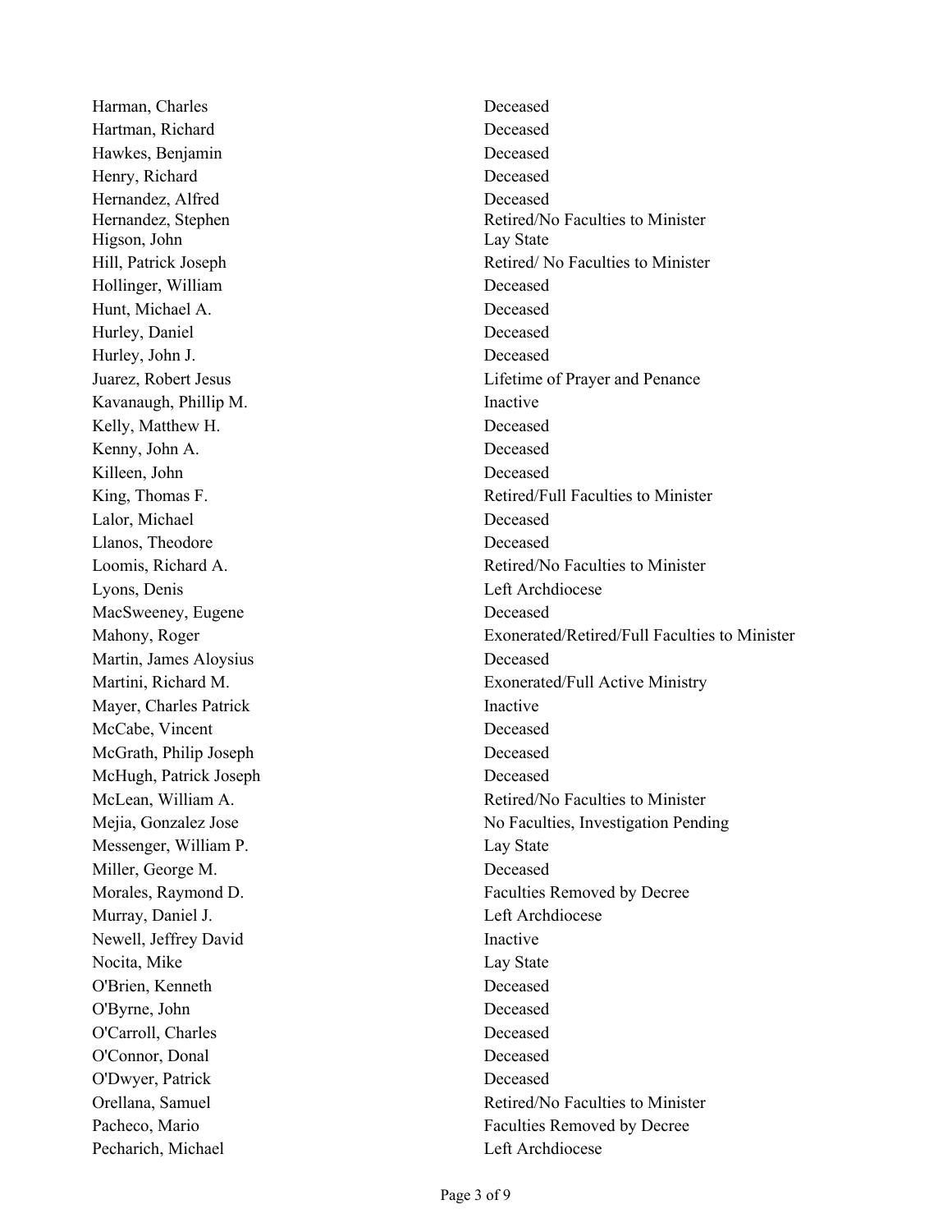| | |
|---|---|
| Harman, Charles | Deceased |
| Hartman, Richard | Deceased |
| Hawkes, Benjamin | Deceased |
| Henry, Richard | Deceased |
| Hernandez, Alfred | Deceased |
| Hernandez, Stephen | Retired/No Faculties to Minister |
| Higson, John | Lay State |
| Hill, Patrick Joseph | Retired/ No Faculties to Minister |
| Hollinger, William | Deceased |
| Hunt, Michael A. | Deceased |
| Hurley, Daniel | Deceased |
| Hurley, John J. | Deceased |
| Juarez, Robert Jesus | Lifetime of Prayer and Penance |
| Kavanaugh, Phillip M. | Inactive |
| Kelly, Matthew H. | Deceased |
| Kenny, John A. | Deceased |
| Killeen, John | Deceased |
| King, Thomas F. | Retired/Full Faculties to Minister |
| Lalor, Michael | Deceased |
| Llanos, Theodore | Deceased |
| Loomis, Richard A. | Retired/No Faculties to Minister |
| Lyons, Denis | Left Archdiocese |
| MacSweeney, Eugene | Deceased |
| Mahony, Roger | Exonerated/Retired/Full Faculties to Minister |
| Martin, James Aloysius | Deceased |
| Martini, Richard M. | Exonerated/Full Active Ministry |
| Mayer, Charles Patrick | Inactive |
| McCabe, Vincent | Deceased |
| McGrath, Philip Joseph | Deceased |
| McHugh, Patrick Joseph | Deceased |
| McLean, William A. | Retired/No Faculties to Minister |
| Mejia, Gonzalez Jose | No Faculties, Investigation Pending |
| Messenger, William P. | Lay State |
| Miller, George M. | Deceased |
| Morales, Raymond D. | Faculties Removed by Decree |
| Murray, Daniel J. | Left Archdiocese |
| Newell, Jeffrey David | Inactive |
| Nocita, Mike | Lay State |
| O'Brien, Kenneth | Deceased |
| O'Byrne, John | Deceased |
| O'Carroll, Charles | Deceased |
| O'Connor, Donal | Deceased |
| O'Dwyer, Patrick | Deceased |
| Orellana, Samuel | Retired/No Faculties to Minister |
| Pacheco, Mario | Faculties Removed by Decree |
| Pecharich, Michael | Left Archdiocese |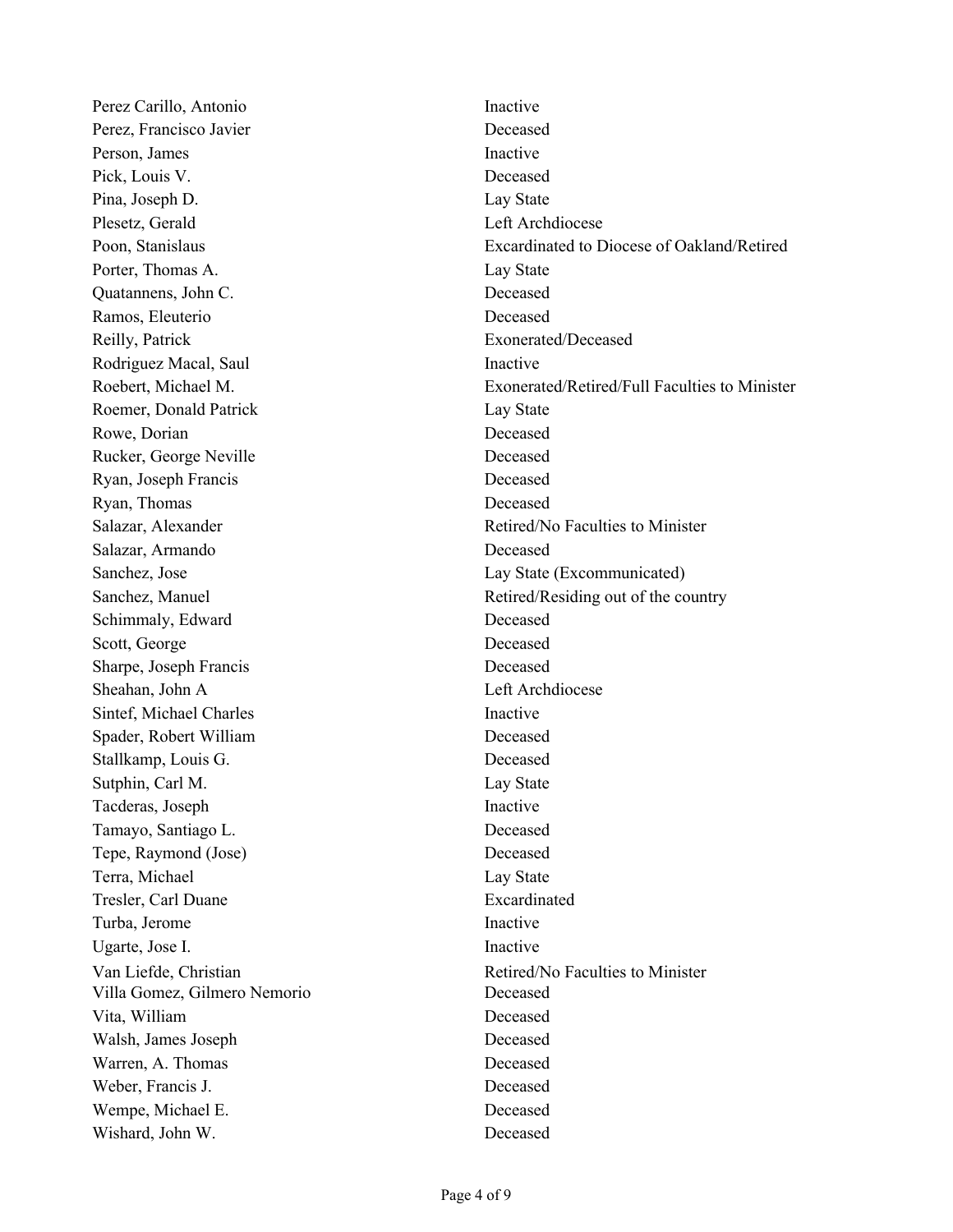| | |
|---|---|
| Perez Carillo, Antonio | Inactive |
| Perez, Francisco Javier | Deceased |
| Person, James | Inactive |
| Pick, Louis V. | Deceased |
| Pina, Joseph D. | Lay State |
| Plesetz, Gerald | Left Archdiocese |
| Poon, Stanislaus | Excardinated to Diocese of Oakland/Retired |
| Porter, Thomas A. | Lay State |
| Quatannens, John C. | Deceased |
| Ramos, Eleuterio | Deceased |
| Reilly, Patrick | Exonerated/Deceased |
| Rodriguez Macal, Saul | Inactive |
| Roebert, Michael M. | Exonerated/Retired/Full Faculties to Minister |
| Roemer, Donald Patrick | Lay State |
| Rowe, Dorian | Deceased |
| Rucker, George Neville | Deceased |
| Ryan, Joseph Francis | Deceased |
| Ryan, Thomas | Deceased |
| Salazar, Alexander | Retired/No Faculties to Minister |
| Salazar, Armando | Deceased |
| Sanchez, Jose | Lay State (Excommunicated) |
| Sanchez, Manuel | Retired/Residing out of the country |
| Schimmaly, Edward | Deceased |
| Scott, George | Deceased |
| Sharpe, Joseph Francis | Deceased |
| Sheahan, John A | Left Archdiocese |
| Sintef, Michael Charles | Inactive |
| Spader, Robert William | Deceased |
| Stallkamp, Louis G. | Deceased |
| Sutphin, Carl M. | Lay State |
| Tacderas, Joseph | Inactive |
| Tamayo, Santiago L. | Deceased |
| Tepe, Raymond (Jose) | Deceased |
| Terra, Michael | Lay State |
| Tresler, Carl Duane | Excardinated |
| Turba, Jerome | Inactive |
| Ugarte, Jose I. | Inactive |
| Van Liefde, Christian | Retired/No Faculties to Minister |
| Villa Gomez, Gilmero Nemorio | Deceased |
| Vita, William | Deceased |
| Walsh, James Joseph | Deceased |
| Warren, A. Thomas | Deceased |
| Weber, Francis J. | Deceased |
| Wempe, Michael E. | Deceased |
| Wishard, John W. | Deceased |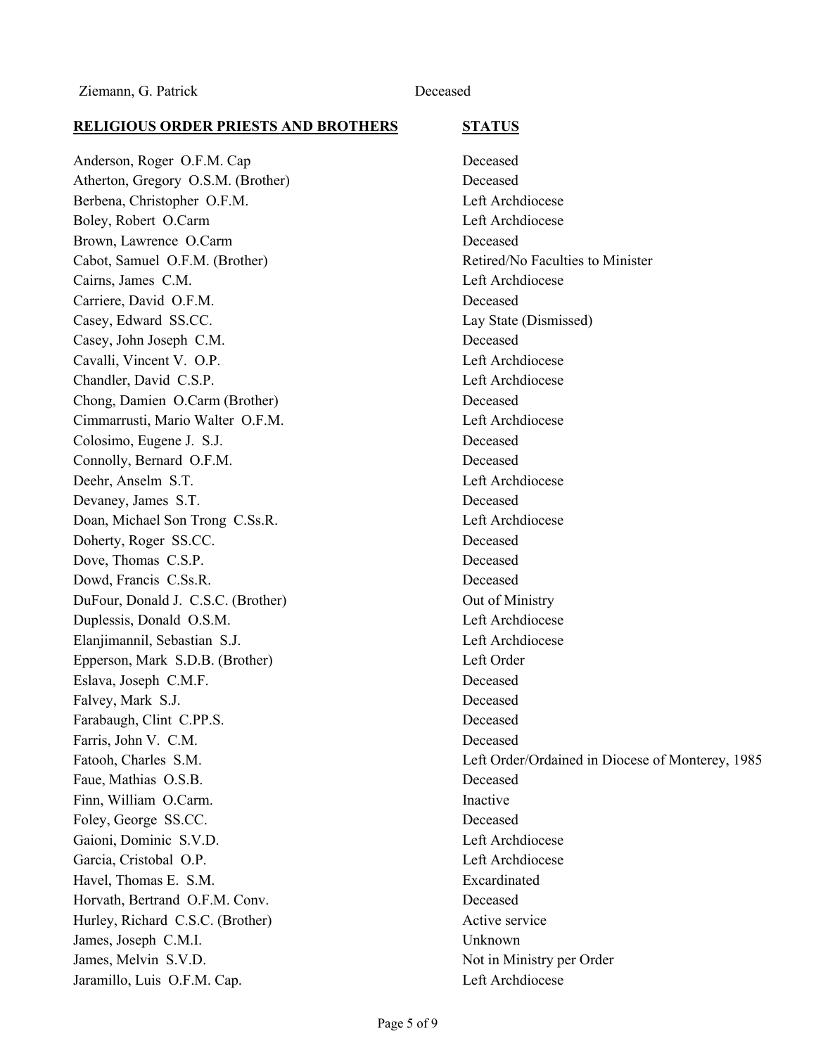| | |
|---|---|
| Ziemann, G. Patrick | Deceased |

| **RELIGIOUS ORDER PRIESTS AND BROTHERS** | **STATUS** |
|---|---|
| Anderson, Roger O.F.M. Cap | Deceased |
| Atherton, Gregory O.S.M. (Brother) | Deceased |
| Berbena, Christopher O.F.M. | Left Archdiocese |
| Boley, Robert O.Carm | Left Archdiocese |
| Brown, Lawrence O.Carm | Deceased |
| Cabot, Samuel O.F.M. (Brother) | Retired/No Faculties to Minister |
| Cairns, James C.M. | Left Archdiocese |
| Carriere, David O.F.M. | Deceased |
| Casey, Edward SS.CC. | Lay State (Dismissed) |
| Casey, John Joseph C.M. | Deceased |
| Cavalli, Vincent V. O.P. | Left Archdiocese |
| Chandler, David C.S.P. | Left Archdiocese |
| Chong, Damien O.Carm (Brother) | Deceased |
| Cimmarrusti, Mario Walter O.F.M. | Left Archdiocese |
| Colosimo, Eugene J. S.J. | Deceased |
| Connolly, Bernard O.F.M. | Deceased |
| Deehr, Anselm S.T. | Left Archdiocese |
| Devaney, James S.T. | Deceased |
| Doan, Michael Son Trong C.Ss.R. | Left Archdiocese |
| Doherty, Roger SS.CC. | Deceased |
| Dove, Thomas C.S.P. | Deceased |
| Dowd, Francis C.Ss.R. | Deceased |
| DuFour, Donald J. C.S.C. (Brother) | Out of Ministry |
| Duplessis, Donald O.S.M. | Left Archdiocese |
| Elanjimannil, Sebastian S.J. | Left Archdiocese |
| Epperson, Mark S.D.B. (Brother) | Left Order |
| Eslava, Joseph C.M.F. | Deceased |
| Falvey, Mark S.J. | Deceased |
| Farabaugh, Clint C.PP.S. | Deceased |
| Farris, John V. C.M. | Deceased |
| Fatooh, Charles S.M. | Left Order/Ordained in Diocese of Monterey, 1985 |
| Faue, Mathias O.S.B. | Deceased |
| Finn, William O.Carm. | Inactive |
| Foley, George SS.CC. | Deceased |
| Gaioni, Dominic S.V.D. | Left Archdiocese |
| Garcia, Cristobal O.P. | Left Archdiocese |
| Havel, Thomas E. S.M. | Excardinated |
| Horvath, Bertrand O.F.M. Conv. | Deceased |
| Hurley, Richard C.S.C. (Brother) | Active service |
| James, Joseph C.M.I. | Unknown |
| James, Melvin S.V.D. | Not in Ministry per Order |
| Jaramillo, Luis O.F.M. Cap. | Left Archdiocese |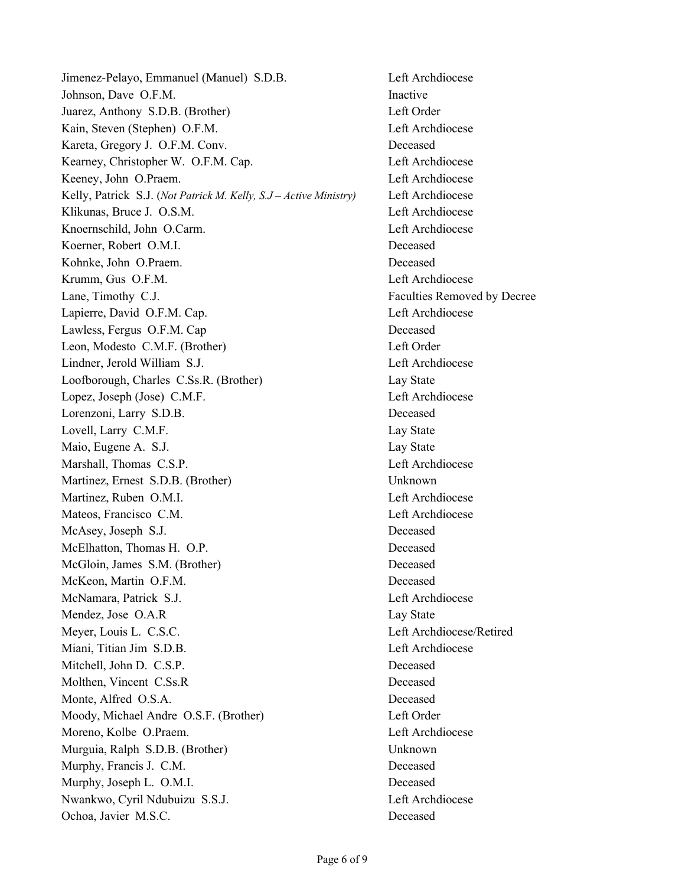| | |
|---|---|
| Jimenez-Pelayo, Emmanuel (Manuel) S.D.B. | Left Archdiocese |
| Johnson, Dave O.F.M. | Inactive |
| Juarez, Anthony S.D.B. (Brother) | Left Order |
| Kain, Steven (Stephen) O.F.M. | Left Archdiocese |
| Kareta, Gregory J. O.F.M. Conv. | Deceased |
| Kearney, Christopher W. O.F.M. Cap. | Left Archdiocese |
| Keeney, John O.Praem. | Left Archdiocese |
| Kelly, Patrick S.J. (*Not Patrick M. Kelly, S.J – Active Ministry*) | Left Archdiocese |
| Klikunas, Bruce J. O.S.M. | Left Archdiocese |
| Knoernschild, John O.Carm. | Left Archdiocese |
| Koerner, Robert O.M.I. | Deceased |
| Kohnke, John O.Praem. | Deceased |
| Krumm, Gus O.F.M. | Left Archdiocese |
| Lane, Timothy C.J. | Faculties Removed by Decree |
| Lapierre, David O.F.M. Cap. | Left Archdiocese |
| Lawless, Fergus O.F.M. Cap | Deceased |
| Leon, Modesto C.M.F. (Brother) | Left Order |
| Lindner, Jerold William S.J. | Left Archdiocese |
| Loofborough, Charles C.Ss.R. (Brother) | Lay State |
| Lopez, Joseph (Jose) C.M.F. | Left Archdiocese |
| Lorenzoni, Larry S.D.B. | Deceased |
| Lovell, Larry C.M.F. | Lay State |
| Maio, Eugene A. S.J. | Lay State |
| Marshall, Thomas C.S.P. | Left Archdiocese |
| Martinez, Ernest S.D.B. (Brother) | Unknown |
| Martinez, Ruben O.M.I. | Left Archdiocese |
| Mateos, Francisco C.M. | Left Archdiocese |
| McAsey, Joseph S.J. | Deceased |
| McElhatton, Thomas H. O.P. | Deceased |
| McGloin, James S.M. (Brother) | Deceased |
| McKeon, Martin O.F.M. | Deceased |
| McNamara, Patrick S.J. | Left Archdiocese |
| Mendez, Jose O.A.R | Lay State |
| Meyer, Louis L. C.S.C. | Left Archdiocese/Retired |
| Miani, Titian Jim S.D.B. | Left Archdiocese |
| Mitchell, John D. C.S.P. | Deceased |
| Molthen, Vincent C.Ss.R | Deceased |
| Monte, Alfred O.S.A. | Deceased |
| Moody, Michael Andre O.S.F. (Brother) | Left Order |
| Moreno, Kolbe O.Praem. | Left Archdiocese |
| Murguia, Ralph S.D.B. (Brother) | Unknown |
| Murphy, Francis J. C.M. | Deceased |
| Murphy, Joseph L. O.M.I. | Deceased |
| Nwankwo, Cyril Ndubuizu S.S.J. | Left Archdiocese |
| Ochoa, Javier M.S.C. | Deceased |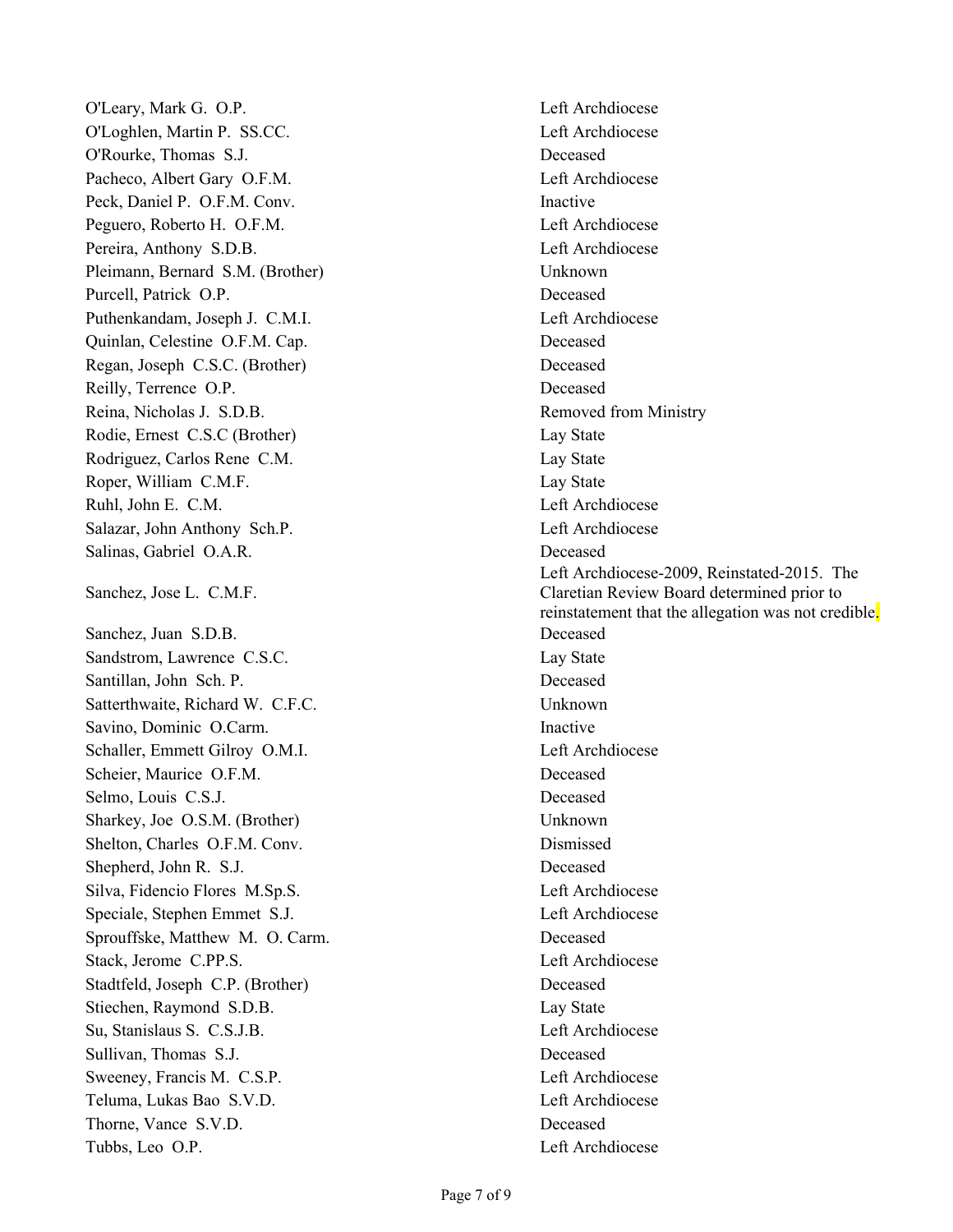| Name | Status |
| --- | --- |
| O'Leary, Mark G. O.P. | Left Archdiocese |
| O'Loghlen, Martin P. SS.CC. | Left Archdiocese |
| O'Rourke, Thomas S.J. | Deceased |
| Pacheco, Albert Gary O.F.M. | Left Archdiocese |
| Peck, Daniel P. O.F.M. Conv. | Inactive |
| Peguero, Roberto H. O.F.M. | Left Archdiocese |
| Pereira, Anthony S.D.B. | Left Archdiocese |
| Pleimann, Bernard S.M. (Brother) | Unknown |
| Purcell, Patrick O.P. | Deceased |
| Puthenkandam, Joseph J. C.M.I. | Left Archdiocese |
| Quinlan, Celestine O.F.M. Cap. | Deceased |
| Regan, Joseph C.S.C. (Brother) | Deceased |
| Reilly, Terrence O.P. | Deceased |
| Reina, Nicholas J. S.D.B. | Removed from Ministry |
| Rodie, Ernest C.S.C (Brother) | Lay State |
| Rodriguez, Carlos Rene C.M. | Lay State |
| Roper, William C.M.F. | Lay State |
| Ruhl, John E. C.M. | Left Archdiocese |
| Salazar, John Anthony Sch.P. | Left Archdiocese |
| Salinas, Gabriel O.A.R. | Deceased |
| Sanchez, Jose L. C.M.F. | Left Archdiocese-2009, Reinstated-2015. The Claretian Review Board determined prior to reinstatement that the allegation was not credible. |
| Sanchez, Juan S.D.B. | Deceased |
| Sandstrom, Lawrence C.S.C. | Lay State |
| Santillan, John Sch. P. | Deceased |
| Satterthwaite, Richard W. C.F.C. | Unknown |
| Savino, Dominic O.Carm. | Inactive |
| Schaller, Emmett Gilroy O.M.I. | Left Archdiocese |
| Scheier, Maurice O.F.M. | Deceased |
| Selmo, Louis C.S.J. | Deceased |
| Sharkey, Joe O.S.M. (Brother) | Unknown |
| Shelton, Charles O.F.M. Conv. | Dismissed |
| Shepherd, John R. S.J. | Deceased |
| Silva, Fidencio Flores M.Sp.S. | Left Archdiocese |
| Speciale, Stephen Emmet S.J. | Left Archdiocese |
| Sprouffske, Matthew M. O. Carm. | Deceased |
| Stack, Jerome C.PP.S. | Left Archdiocese |
| Stadtfeld, Joseph C.P. (Brother) | Deceased |
| Stiechen, Raymond S.D.B. | Lay State |
| Su, Stanislaus S. C.S.J.B. | Left Archdiocese |
| Sullivan, Thomas S.J. | Deceased |
| Sweeney, Francis M. C.S.P. | Left Archdiocese |
| Teluma, Lukas Bao S.V.D. | Left Archdiocese |
| Thorne, Vance S.V.D. | Deceased |
| Tubbs, Leo O.P. | Left Archdiocese |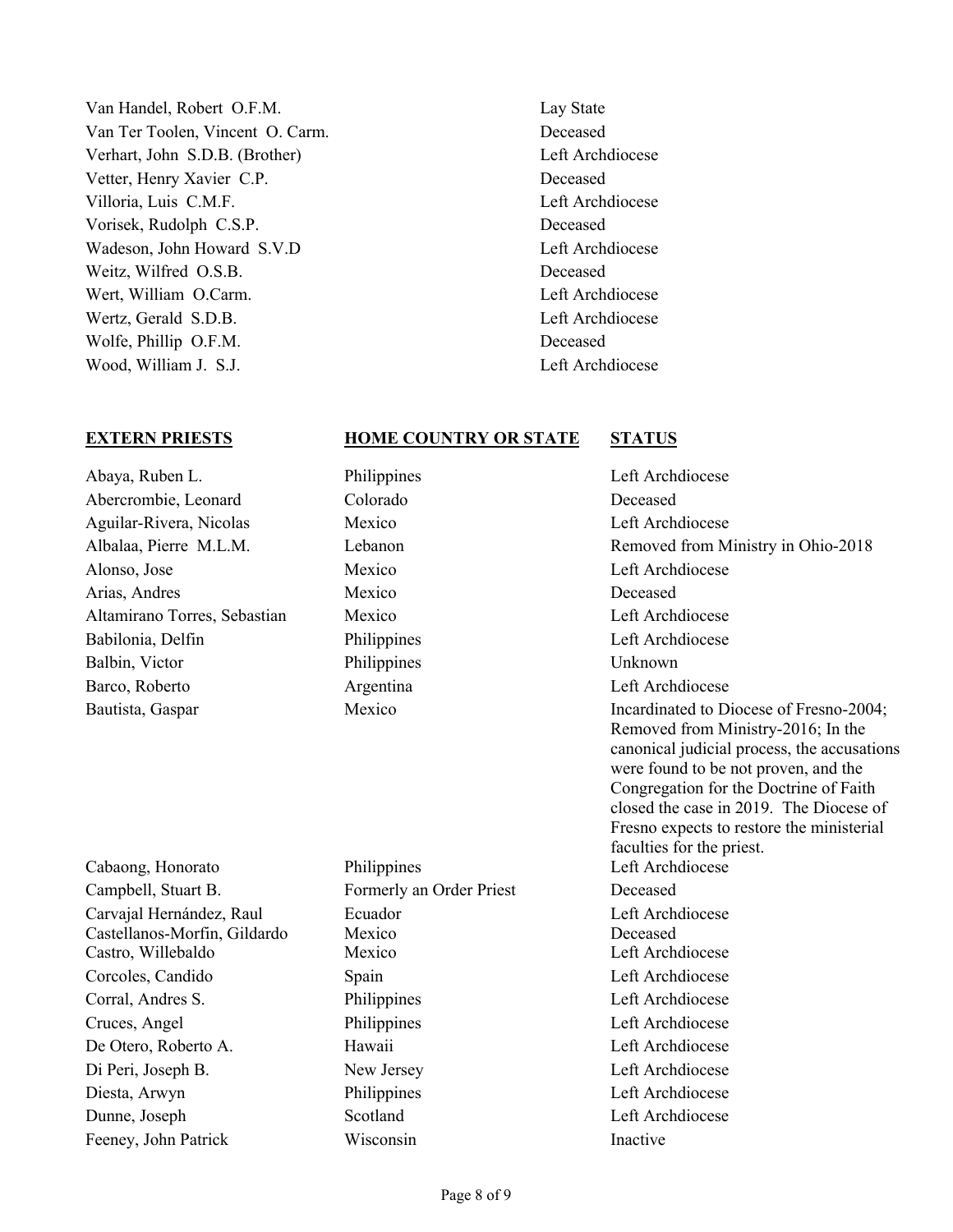| | |
|---|---|
| Van Handel, Robert O.F.M. | Lay State |
| Van Ter Toolen, Vincent O. Carm. | Deceased |
| Verhart, John S.D.B. (Brother) | Left Archdiocese |
| Vetter, Henry Xavier C.P. | Deceased |
| Villoria, Luis C.M.F. | Left Archdiocese |
| Vorisek, Rudolph C.S.P. | Deceased |
| Wadeson, John Howard S.V.D | Left Archdiocese |
| Weitz, Wilfred O.S.B. | Deceased |
| Wert, William O.Carm. | Left Archdiocese |
| Wertz, Gerald S.D.B. | Left Archdiocese |
| Wolfe, Phillip O.F.M. | Deceased |
| Wood, William J. S.J. | Left Archdiocese |

| **EXTERN PRIESTS** | **HOME COUNTRY OR STATE** | **STATUS** |
|---|---|---|
| Abaya, Ruben L. | Philippines | Left Archdiocese |
| Abercrombie, Leonard | Colorado | Deceased |
| Aguilar-Rivera, Nicolas | Mexico | Left Archdiocese |
| Albalaa, Pierre M.L.M. | Lebanon | Removed from Ministry in Ohio-2018 |
| Alonso, Jose | Mexico | Left Archdiocese |
| Arias, Andres | Mexico | Deceased |
| Altamirano Torres, Sebastian | Mexico | Left Archdiocese |
| Babilonia, Delfin | Philippines | Left Archdiocese |
| Balbin, Victor | Philippines | Unknown |
| Barco, Roberto | Argentina | Left Archdiocese |
| Bautista, Gaspar | Mexico | Incardinated to Diocese of Fresno-2004; Removed from Ministry-2016; In the canonical judicial process, the accusations were found to be not proven, and the Congregation for the Doctrine of Faith closed the case in 2019. The Diocese of Fresno expects to restore the ministerial faculties for the priest. |
| Cabaong, Honorato | Philippines | Left Archdiocese |
| Campbell, Stuart B. | Formerly an Order Priest | Deceased |
| Carvajal Hernández, Raul | Ecuador | Left Archdiocese |
| Castellanos-Morfin, Gildardo | Mexico | Deceased |
| Castro, Willebaldo | Mexico | Left Archdiocese |
| Corcoles, Candido | Spain | Left Archdiocese |
| Corral, Andres S. | Philippines | Left Archdiocese |
| Cruces, Angel | Philippines | Left Archdiocese |
| De Otero, Roberto A. | Hawaii | Left Archdiocese |
| Di Peri, Joseph B. | New Jersey | Left Archdiocese |
| Diesta, Arwyn | Philippines | Left Archdiocese |
| Dunne, Joseph | Scotland | Left Archdiocese |
| Feeney, John Patrick | Wisconsin | Inactive |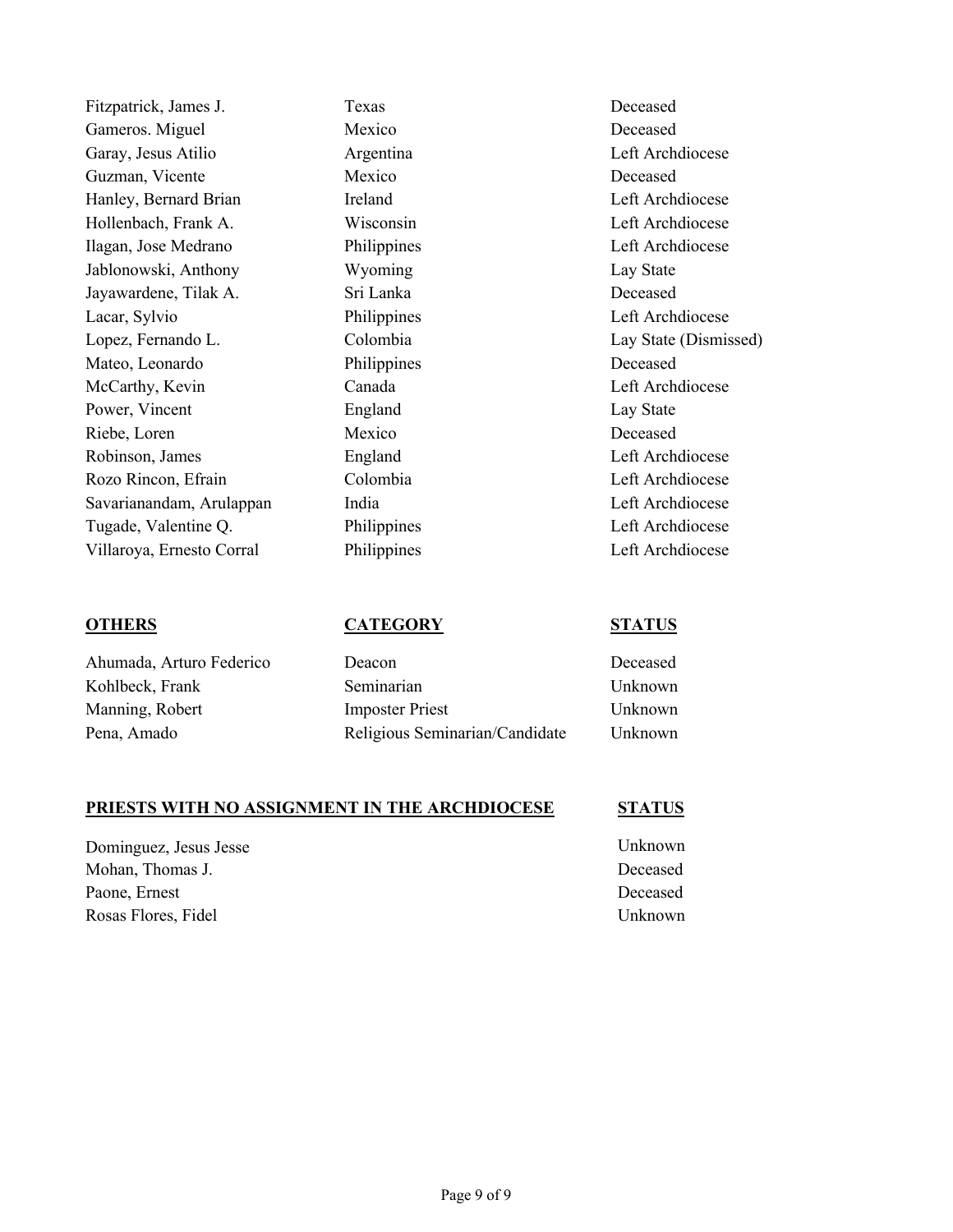| | | |
|---|---|---|
| Fitzpatrick, James J. | Texas | Deceased |
| Gameros. Miguel | Mexico | Deceased |
| Garay, Jesus Atilio | Argentina | Left Archdiocese |
| Guzman, Vicente | Mexico | Deceased |
| Hanley, Bernard Brian | Ireland | Left Archdiocese |
| Hollenbach, Frank A. | Wisconsin | Left Archdiocese |
| Ilagan, Jose Medrano | Philippines | Left Archdiocese |
| Jablonowski, Anthony | Wyoming | Lay State |
| Jayawardene, Tilak A. | Sri Lanka | Deceased |
| Lacar, Sylvio | Philippines | Left Archdiocese |
| Lopez, Fernando L. | Colombia | Lay State (Dismissed) |
| Mateo, Leonardo | Philippines | Deceased |
| McCarthy, Kevin | Canada | Left Archdiocese |
| Power, Vincent | England | Lay State |
| Riebe, Loren | Mexico | Deceased |
| Robinson, James | England | Left Archdiocese |
| Rozo Rincon, Efrain | Colombia | Left Archdiocese |
| Savarianandam, Arulappan | India | Left Archdiocese |
| Tugade, Valentine Q. | Philippines | Left Archdiocese |
| Villaroya, Ernesto Corral | Philippines | Left Archdiocese |

| **OTHERS** | **CATEGORY** | **STATUS** |
|---|---|---|
| Ahumada, Arturo Federico | Deacon | Deceased |
| Kohlbeck, Frank | Seminarian | Unknown |
| Manning, Robert | Imposter Priest | Unknown |
| Pena, Amado | Religious Seminarian/Candidate | Unknown |

| **PRIESTS WITH NO ASSIGNMENT IN THE ARCHDIOCESE** | **STATUS** |
|---|---|
| Dominguez, Jesus Jesse | Unknown |
| Mohan, Thomas J. | Deceased |
| Paone, Ernest | Deceased |
| Rosas Flores, Fidel | Unknown |